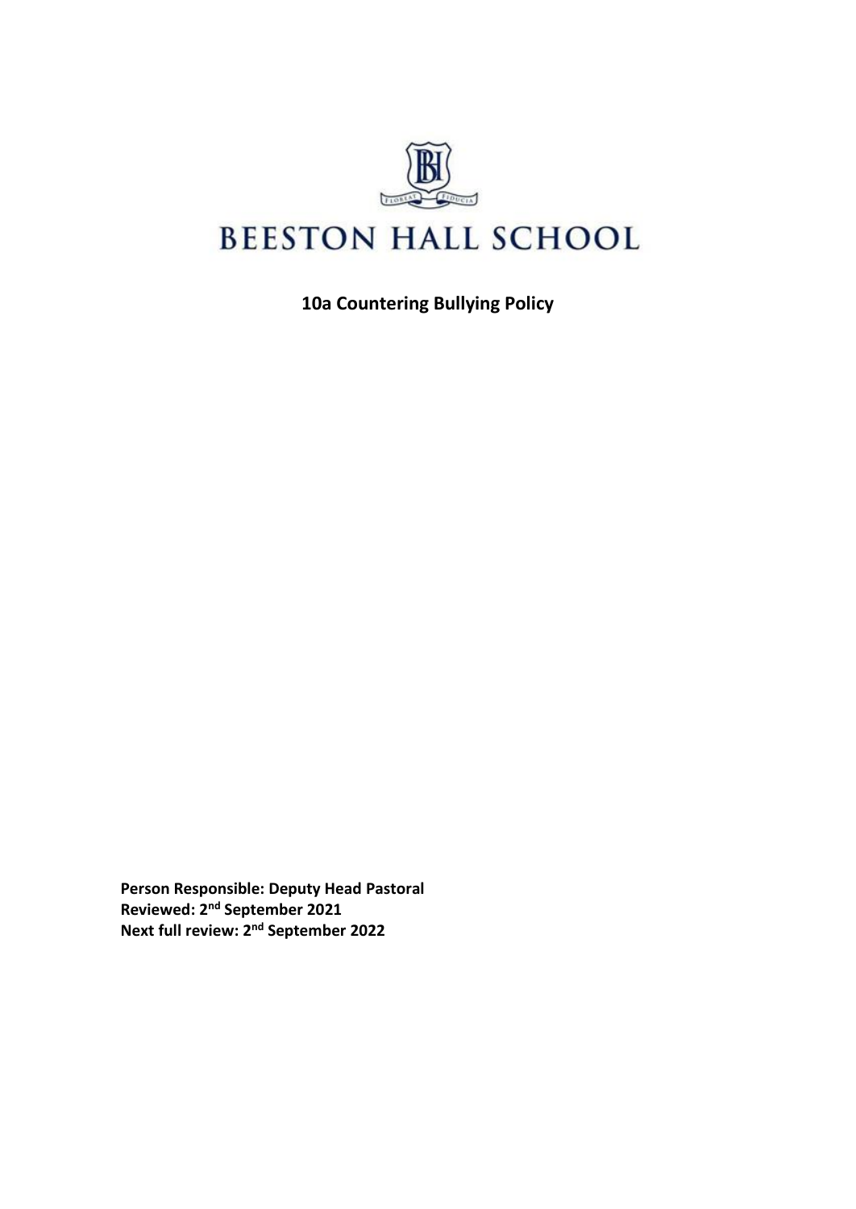# BEESTON HALL SCHOOL

## 10a Countering Bullying Policy

**Person Responsible: Deputy Head Pastoral**
**Reviewed: 2nd September 2021**
**Next full review: 2nd September 2022**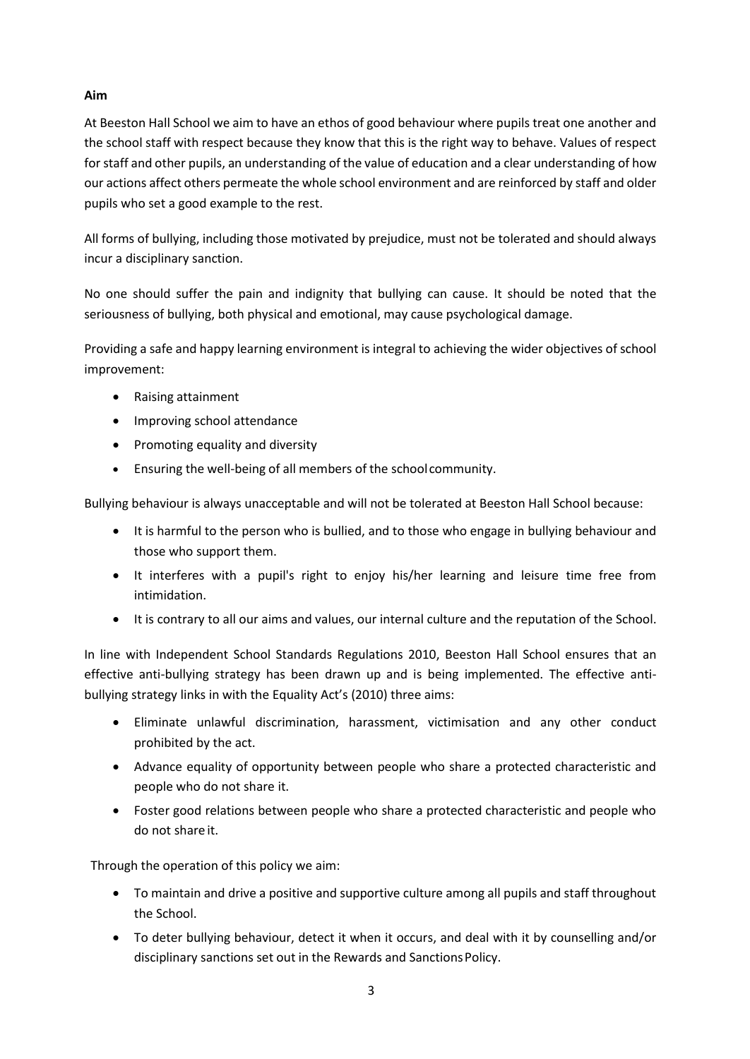**Aim**

At Beeston Hall School we aim to have an ethos of good behaviour where pupils treat one another and the school staff with respect because they know that this is the right way to behave. Values of respect for staff and other pupils, an understanding of the value of education and a clear understanding of how our actions affect others permeate the whole school environment and are reinforced by staff and older pupils who set a good example to the rest.

All forms of bullying, including those motivated by prejudice, must not be tolerated and should always incur a disciplinary sanction.

No one should suffer the pain and indignity that bullying can cause. It should be noted that the seriousness of bullying, both physical and emotional, may cause psychological damage.

Providing a safe and happy learning environment is integral to achieving the wider objectives of school improvement:

- Raising attainment
- Improving school attendance
- Promoting equality and diversity
- Ensuring the well-being of all members of the school community.

Bullying behaviour is always unacceptable and will not be tolerated at Beeston Hall School because:

- It is harmful to the person who is bullied, and to those who engage in bullying behaviour and those who support them.
- It interferes with a pupil's right to enjoy his/her learning and leisure time free from intimidation.
- It is contrary to all our aims and values, our internal culture and the reputation of the School.

In line with Independent School Standards Regulations 2010, Beeston Hall School ensures that an effective anti-bullying strategy has been drawn up and is being implemented. The effective anti-bullying strategy links in with the Equality Act's (2010) three aims:

- Eliminate unlawful discrimination, harassment, victimisation and any other conduct prohibited by the act.
- Advance equality of opportunity between people who share a protected characteristic and people who do not share it.
- Foster good relations between people who share a protected characteristic and people who do not share it.

Through the operation of this policy we aim:

- To maintain and drive a positive and supportive culture among all pupils and staff throughout the School.
- To deter bullying behaviour, detect it when it occurs, and deal with it by counselling and/or disciplinary sanctions set out in the Rewards and Sanctions Policy.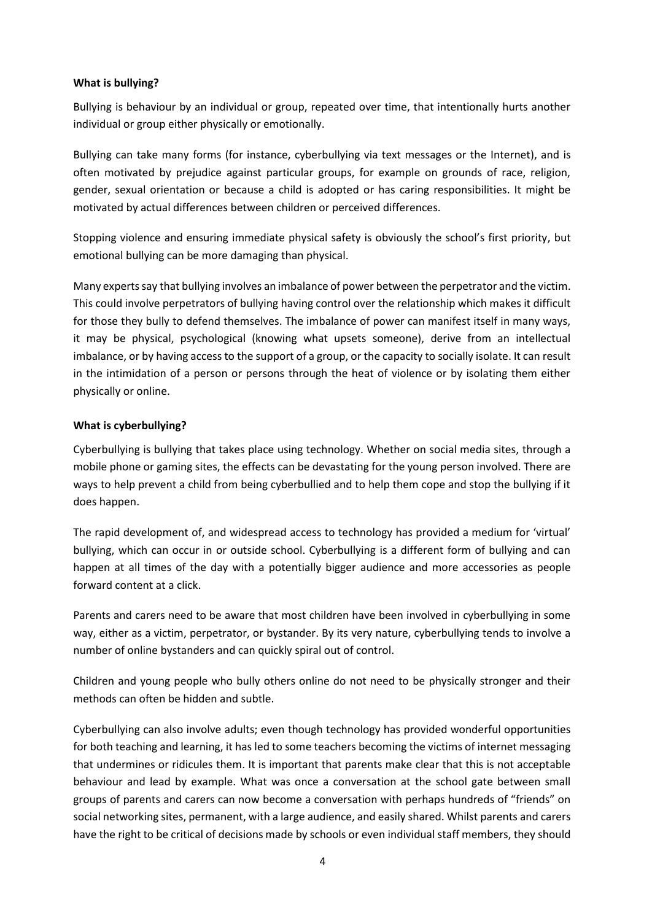**What is bullying?**

Bullying is behaviour by an individual or group, repeated over time, that intentionally hurts another individual or group either physically or emotionally.

Bullying can take many forms (for instance, cyberbullying via text messages or the Internet), and is often motivated by prejudice against particular groups, for example on grounds of race, religion, gender, sexual orientation or because a child is adopted or has caring responsibilities. It might be motivated by actual differences between children or perceived differences.

Stopping violence and ensuring immediate physical safety is obviously the school's first priority, but emotional bullying can be more damaging than physical.

Many experts say that bullying involves an imbalance of power between the perpetrator and the victim. This could involve perpetrators of bullying having control over the relationship which makes it difficult for those they bully to defend themselves. The imbalance of power can manifest itself in many ways, it may be physical, psychological (knowing what upsets someone), derive from an intellectual imbalance, or by having access to the support of a group, or the capacity to socially isolate. It can result in the intimidation of a person or persons through the heat of violence or by isolating them either physically or online.

**What is cyberbullying?**

Cyberbullying is bullying that takes place using technology. Whether on social media sites, through a mobile phone or gaming sites, the effects can be devastating for the young person involved. There are ways to help prevent a child from being cyberbullied and to help them cope and stop the bullying if it does happen.

The rapid development of, and widespread access to technology has provided a medium for 'virtual' bullying, which can occur in or outside school. Cyberbullying is a different form of bullying and can happen at all times of the day with a potentially bigger audience and more accessories as people forward content at a click.

Parents and carers need to be aware that most children have been involved in cyberbullying in some way, either as a victim, perpetrator, or bystander. By its very nature, cyberbullying tends to involve a number of online bystanders and can quickly spiral out of control.

Children and young people who bully others online do not need to be physically stronger and their methods can often be hidden and subtle.

Cyberbullying can also involve adults; even though technology has provided wonderful opportunities for both teaching and learning, it has led to some teachers becoming the victims of internet messaging that undermines or ridicules them. It is important that parents make clear that this is not acceptable behaviour and lead by example. What was once a conversation at the school gate between small groups of parents and carers can now become a conversation with perhaps hundreds of "friends" on social networking sites, permanent, with a large audience, and easily shared. Whilst parents and carers have the right to be critical of decisions made by schools or even individual staff members, they should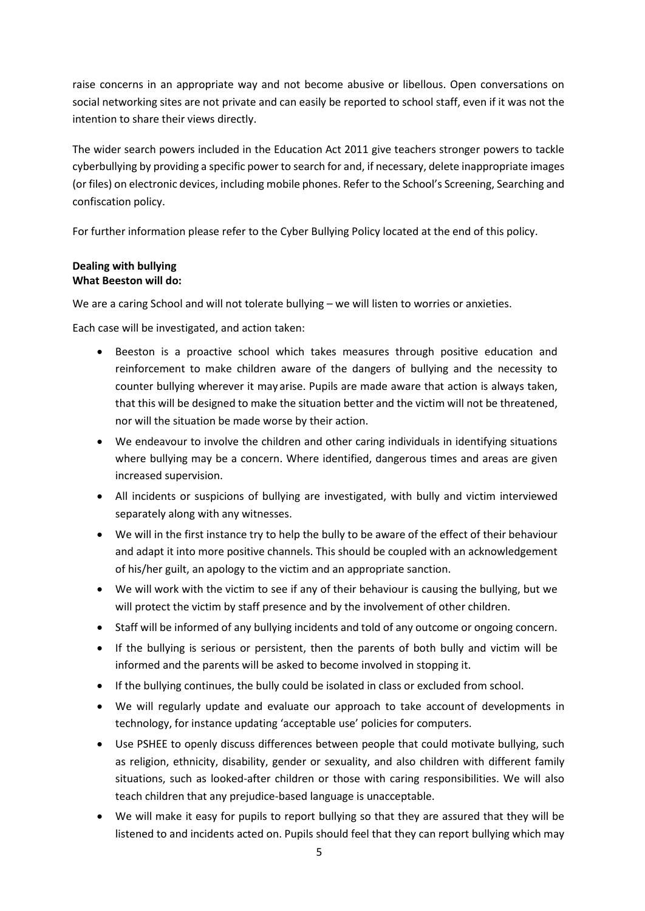raise concerns in an appropriate way and not become abusive or libellous. Open conversations on social networking sites are not private and can easily be reported to school staff, even if it was not the intention to share their views directly.

The wider search powers included in the Education Act 2011 give teachers stronger powers to tackle cyberbullying by providing a specific power to search for and, if necessary, delete inappropriate images (or files) on electronic devices, including mobile phones. Refer to the School's Screening, Searching and confiscation policy.

For further information please refer to the Cyber Bullying Policy located at the end of this policy.

**Dealing with bullying**
**What Beeston will do:**

We are a caring School and will not tolerate bullying – we will listen to worries or anxieties.

Each case will be investigated, and action taken:

- Beeston is a proactive school which takes measures through positive education and reinforcement to make children aware of the dangers of bullying and the necessity to counter bullying wherever it may arise. Pupils are made aware that action is always taken, that this will be designed to make the situation better and the victim will not be threatened, nor will the situation be made worse by their action.
- We endeavour to involve the children and other caring individuals in identifying situations where bullying may be a concern. Where identified, dangerous times and areas are given increased supervision.
- All incidents or suspicions of bullying are investigated, with bully and victim interviewed separately along with any witnesses.
- We will in the first instance try to help the bully to be aware of the effect of their behaviour and adapt it into more positive channels. This should be coupled with an acknowledgement of his/her guilt, an apology to the victim and an appropriate sanction.
- We will work with the victim to see if any of their behaviour is causing the bullying, but we will protect the victim by staff presence and by the involvement of other children.
- Staff will be informed of any bullying incidents and told of any outcome or ongoing concern.
- If the bullying is serious or persistent, then the parents of both bully and victim will be informed and the parents will be asked to become involved in stopping it.
- If the bullying continues, the bully could be isolated in class or excluded from school.
- We will regularly update and evaluate our approach to take account of developments in technology, for instance updating 'acceptable use' policies for computers.
- Use PSHEE to openly discuss differences between people that could motivate bullying, such as religion, ethnicity, disability, gender or sexuality, and also children with different family situations, such as looked-after children or those with caring responsibilities. We will also teach children that any prejudice-based language is unacceptable.
- We will make it easy for pupils to report bullying so that they are assured that they will be listened to and incidents acted on. Pupils should feel that they can report bullying which may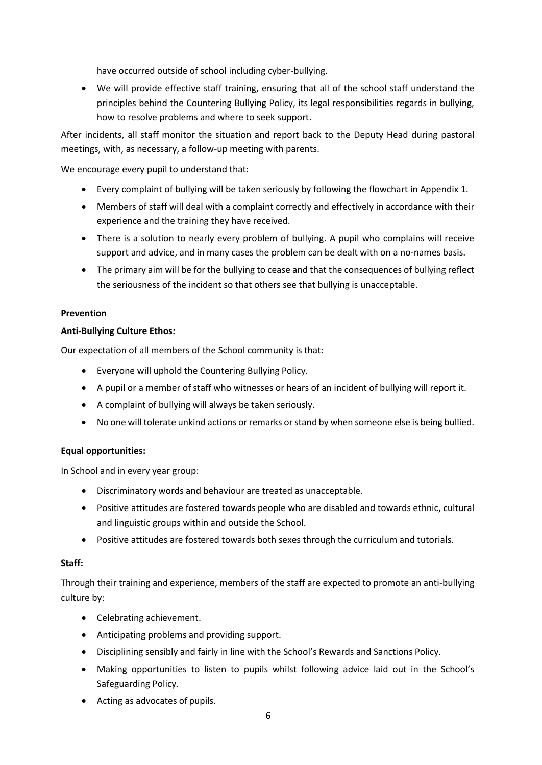have occurred outside of school including cyber-bullying.

- We will provide effective staff training, ensuring that all of the school staff understand the principles behind the Countering Bullying Policy, its legal responsibilities regards in bullying, how to resolve problems and where to seek support.

After incidents, all staff monitor the situation and report back to the Deputy Head during pastoral meetings, with, as necessary, a follow-up meeting with parents.

We encourage every pupil to understand that:

- Every complaint of bullying will be taken seriously by following the flowchart in Appendix 1.
- Members of staff will deal with a complaint correctly and effectively in accordance with their experience and the training they have received.
- There is a solution to nearly every problem of bullying. A pupil who complains will receive support and advice, and in many cases the problem can be dealt with on a no-names basis.
- The primary aim will be for the bullying to cease and that the consequences of bullying reflect the seriousness of the incident so that others see that bullying is unacceptable.

**Prevention**

**Anti-Bullying Culture Ethos:**

Our expectation of all members of the School community is that:

- Everyone will uphold the Countering Bullying Policy.
- A pupil or a member of staff who witnesses or hears of an incident of bullying will report it.
- A complaint of bullying will always be taken seriously.
- No one will tolerate unkind actions or remarks or stand by when someone else is being bullied.

**Equal opportunities:**

In School and in every year group:

- Discriminatory words and behaviour are treated as unacceptable.
- Positive attitudes are fostered towards people who are disabled and towards ethnic, cultural and linguistic groups within and outside the School.
- Positive attitudes are fostered towards both sexes through the curriculum and tutorials.

**Staff:**

Through their training and experience, members of the staff are expected to promote an anti-bullying culture by:

- Celebrating achievement.
- Anticipating problems and providing support.
- Disciplining sensibly and fairly in line with the School's Rewards and Sanctions Policy.
- Making opportunities to listen to pupils whilst following advice laid out in the School's Safeguarding Policy.
- Acting as advocates of pupils.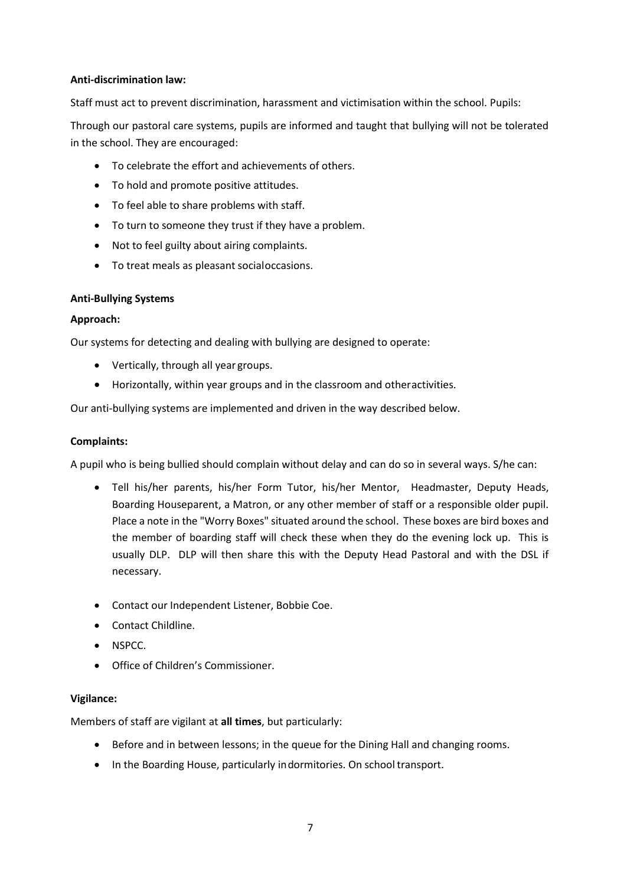**Anti-discrimination law:**

Staff must act to prevent discrimination, harassment and victimisation within the school. Pupils:

Through our pastoral care systems, pupils are informed and taught that bullying will not be tolerated in the school. They are encouraged:

- To celebrate the effort and achievements of others.
- To hold and promote positive attitudes.
- To feel able to share problems with staff.
- To turn to someone they trust if they have a problem.
- Not to feel guilty about airing complaints.
- To treat meals as pleasant socialoccasions.

**Anti-Bullying Systems**

**Approach:**

Our systems for detecting and dealing with bullying are designed to operate:

- Vertically, through all year groups.
- Horizontally, within year groups and in the classroom and otheractivities.

Our anti-bullying systems are implemented and driven in the way described below.

**Complaints:**

A pupil who is being bullied should complain without delay and can do so in several ways. S/he can:

- Tell his/her parents, his/her Form Tutor, his/her Mentor, Headmaster, Deputy Heads, Boarding Houseparent, a Matron, or any other member of staff or a responsible older pupil. Place a note in the "Worry Boxes" situated around the school. These boxes are bird boxes and the member of boarding staff will check these when they do the evening lock up. This is usually DLP. DLP will then share this with the Deputy Head Pastoral and with the DSL if necessary.
- Contact our Independent Listener, Bobbie Coe.
- Contact Childline.
- NSPCC.
- Office of Children's Commissioner.

**Vigilance:**

Members of staff are vigilant at **all times**, but particularly:

- Before and in between lessons; in the queue for the Dining Hall and changing rooms.
- In the Boarding House, particularly indormitories. On school transport.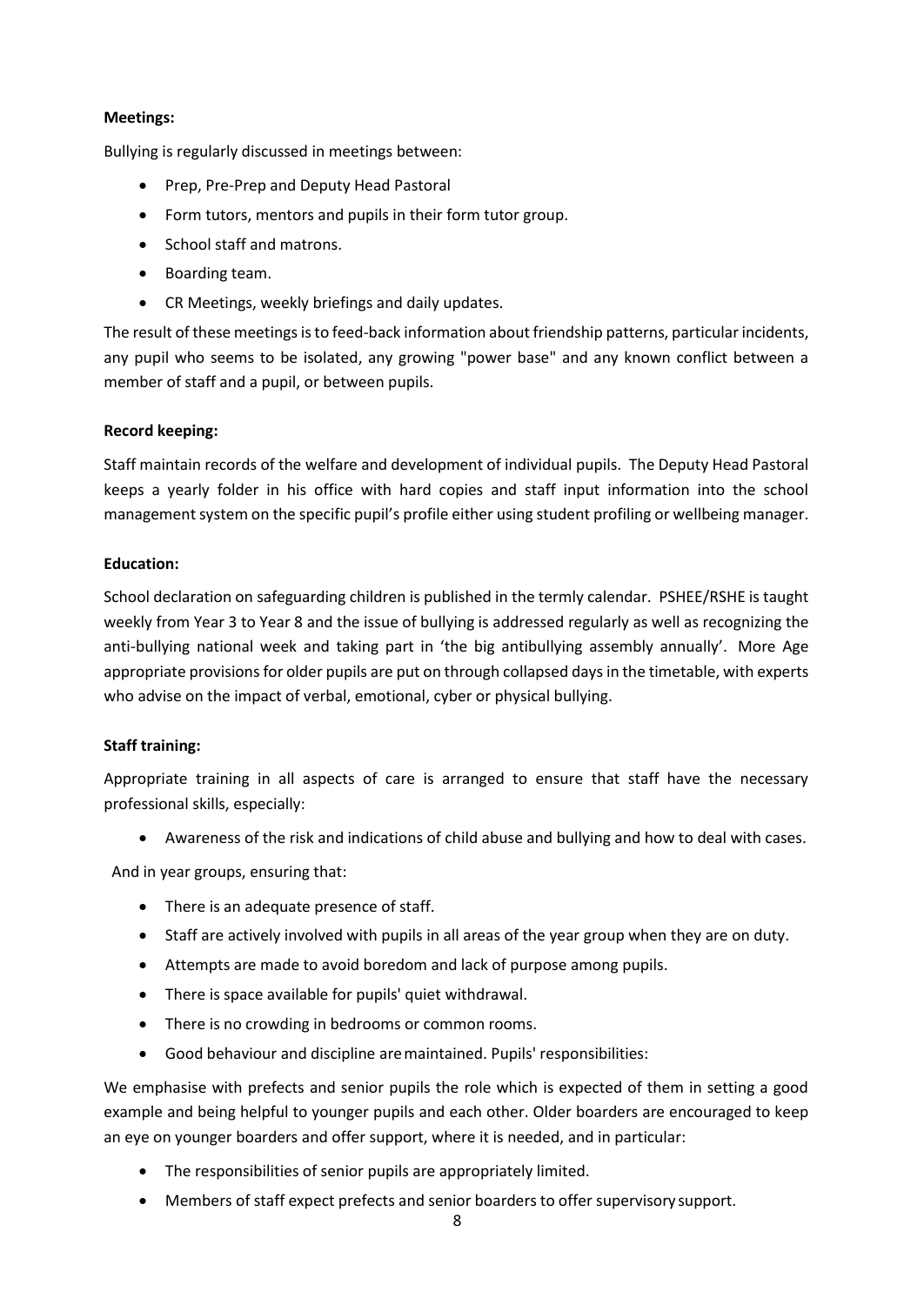**Meetings:**

Bullying is regularly discussed in meetings between:

- Prep, Pre-Prep and Deputy Head Pastoral
- Form tutors, mentors and pupils in their form tutor group.
- School staff and matrons.
- Boarding team.
- CR Meetings, weekly briefings and daily updates.

The result of these meetings is to feed-back information about friendship patterns, particular incidents, any pupil who seems to be isolated, any growing "power base" and any known conflict between a member of staff and a pupil, or between pupils.

**Record keeping:**

Staff maintain records of the welfare and development of individual pupils. The Deputy Head Pastoral keeps a yearly folder in his office with hard copies and staff input information into the school management system on the specific pupil's profile either using student profiling or wellbeing manager.

**Education:**

School declaration on safeguarding children is published in the termly calendar. PSHEE/RSHE is taught weekly from Year 3 to Year 8 and the issue of bullying is addressed regularly as well as recognizing the anti-bullying national week and taking part in 'the big antibullying assembly annually'. More Age appropriate provisions for older pupils are put on through collapsed days in the timetable, with experts who advise on the impact of verbal, emotional, cyber or physical bullying.

**Staff training:**

Appropriate training in all aspects of care is arranged to ensure that staff have the necessary professional skills, especially:

- Awareness of the risk and indications of child abuse and bullying and how to deal with cases.

And in year groups, ensuring that:

- There is an adequate presence of staff.
- Staff are actively involved with pupils in all areas of the year group when they are on duty.
- Attempts are made to avoid boredom and lack of purpose among pupils.
- There is space available for pupils' quiet withdrawal.
- There is no crowding in bedrooms or common rooms.
- Good behaviour and discipline are maintained. Pupils' responsibilities:

We emphasise with prefects and senior pupils the role which is expected of them in setting a good example and being helpful to younger pupils and each other. Older boarders are encouraged to keep an eye on younger boarders and offer support, where it is needed, and in particular:

- The responsibilities of senior pupils are appropriately limited.
- Members of staff expect prefects and senior boarders to offer supervisory support.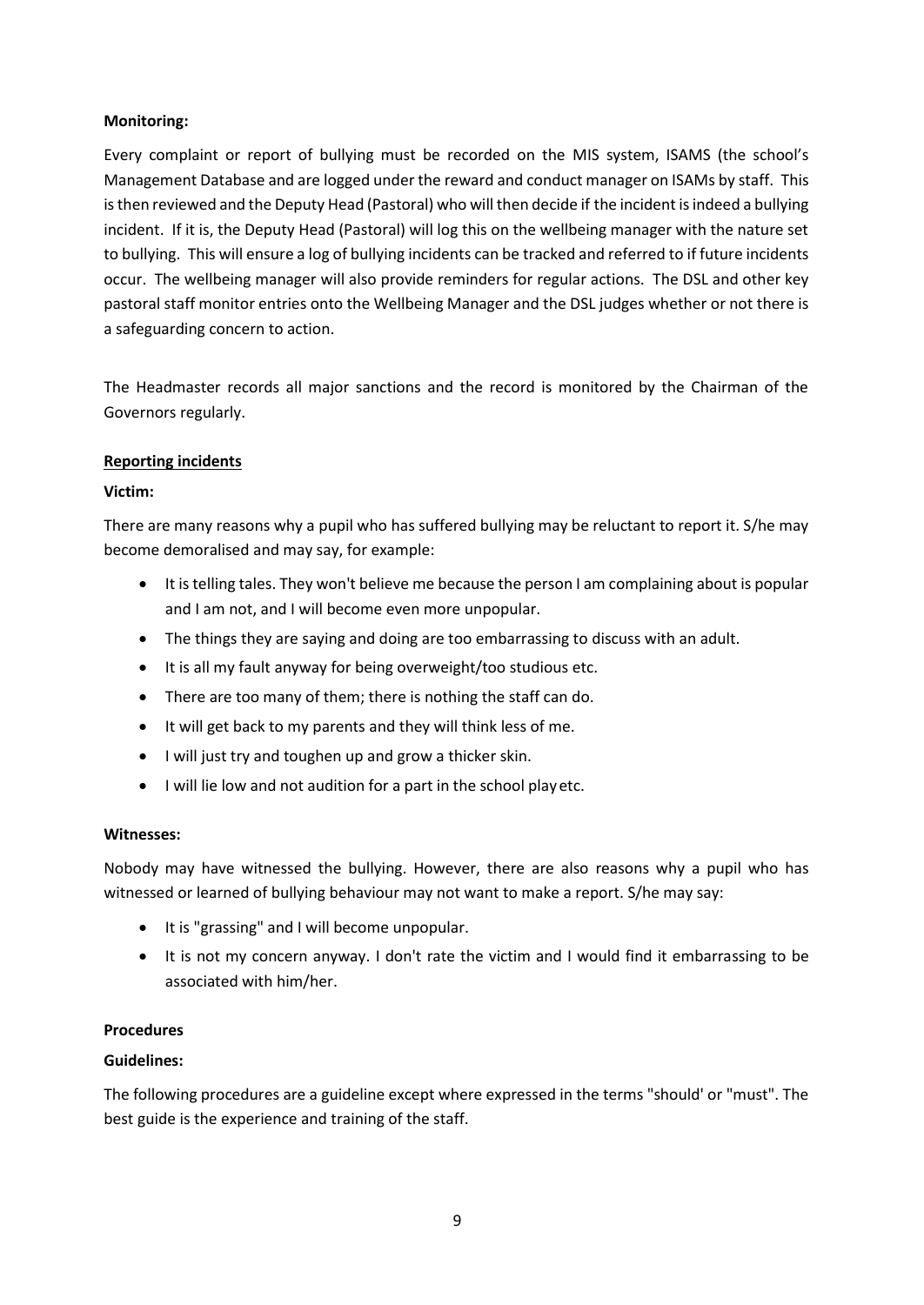**Monitoring:**

Every complaint or report of bullying must be recorded on the MIS system, ISAMS (the school's Management Database and are logged under the reward and conduct manager on ISAMs by staff. This is then reviewed and the Deputy Head (Pastoral) who will then decide if the incident is indeed a bullying incident. If it is, the Deputy Head (Pastoral) will log this on the wellbeing manager with the nature set to bullying. This will ensure a log of bullying incidents can be tracked and referred to if future incidents occur. The wellbeing manager will also provide reminders for regular actions. The DSL and other key pastoral staff monitor entries onto the Wellbeing Manager and the DSL judges whether or not there is a safeguarding concern to action.

The Headmaster records all major sanctions and the record is monitored by the Chairman of the Governors regularly.

**Reporting incidents**

**Victim:**

There are many reasons why a pupil who has suffered bullying may be reluctant to report it. S/he may become demoralised and may say, for example:

- It is telling tales. They won't believe me because the person I am complaining about is popular and I am not, and I will become even more unpopular.
- The things they are saying and doing are too embarrassing to discuss with an adult.
- It is all my fault anyway for being overweight/too studious etc.
- There are too many of them; there is nothing the staff can do.
- It will get back to my parents and they will think less of me.
- I will just try and toughen up and grow a thicker skin.
- I will lie low and not audition for a part in the school play etc.

**Witnesses:**

Nobody may have witnessed the bullying. However, there are also reasons why a pupil who has witnessed or learned of bullying behaviour may not want to make a report. S/he may say:

- It is "grassing" and I will become unpopular.
- It is not my concern anyway. I don't rate the victim and I would find it embarrassing to be associated with him/her.

**Procedures**

**Guidelines:**

The following procedures are a guideline except where expressed in the terms "should' or "must". The best guide is the experience and training of the staff.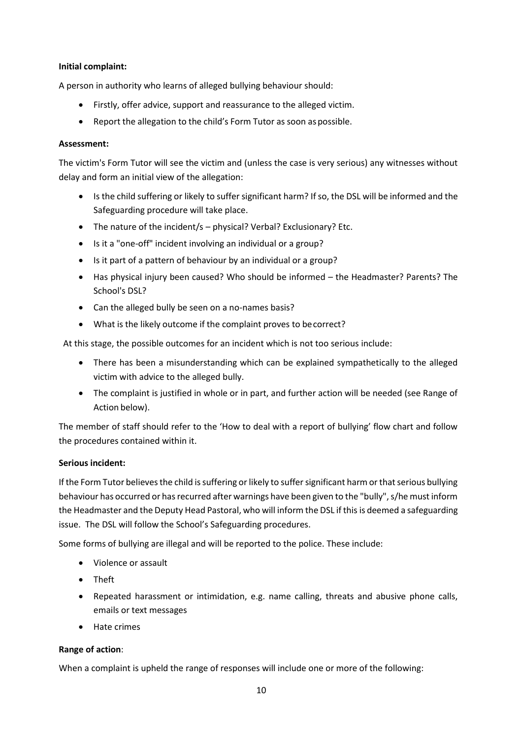**Initial complaint:**

A person in authority who learns of alleged bullying behaviour should:

- Firstly, offer advice, support and reassurance to the alleged victim.
- Report the allegation to the child's Form Tutor as soon as possible.

**Assessment:**

The victim's Form Tutor will see the victim and (unless the case is very serious) any witnesses without delay and form an initial view of the allegation:

- Is the child suffering or likely to suffer significant harm? If so, the DSL will be informed and the Safeguarding procedure will take place.
- The nature of the incident/s – physical? Verbal? Exclusionary? Etc.
- Is it a "one-off" incident involving an individual or a group?
- Is it part of a pattern of behaviour by an individual or a group?
- Has physical injury been caused? Who should be informed – the Headmaster? Parents? The School's DSL?
- Can the alleged bully be seen on a no-names basis?
- What is the likely outcome if the complaint proves to be correct?

At this stage, the possible outcomes for an incident which is not too serious include:

- There has been a misunderstanding which can be explained sympathetically to the alleged victim with advice to the alleged bully.
- The complaint is justified in whole or in part, and further action will be needed (see Range of Action below).

The member of staff should refer to the 'How to deal with a report of bullying' flow chart and follow the procedures contained within it.

**Serious incident:**

If the Form Tutor believes the child is suffering or likely to suffer significant harm or that serious bullying behaviour has occurred or has recurred after warnings have been given to the "bully", s/he must inform the Headmaster and the Deputy Head Pastoral, who will inform the DSL if this is deemed a safeguarding issue. The DSL will follow the School's Safeguarding procedures.

Some forms of bullying are illegal and will be reported to the police. These include:

- Violence or assault
- Theft
- Repeated harassment or intimidation, e.g. name calling, threats and abusive phone calls, emails or text messages
- Hate crimes

**Range of action**:

When a complaint is upheld the range of responses will include one or more of the following: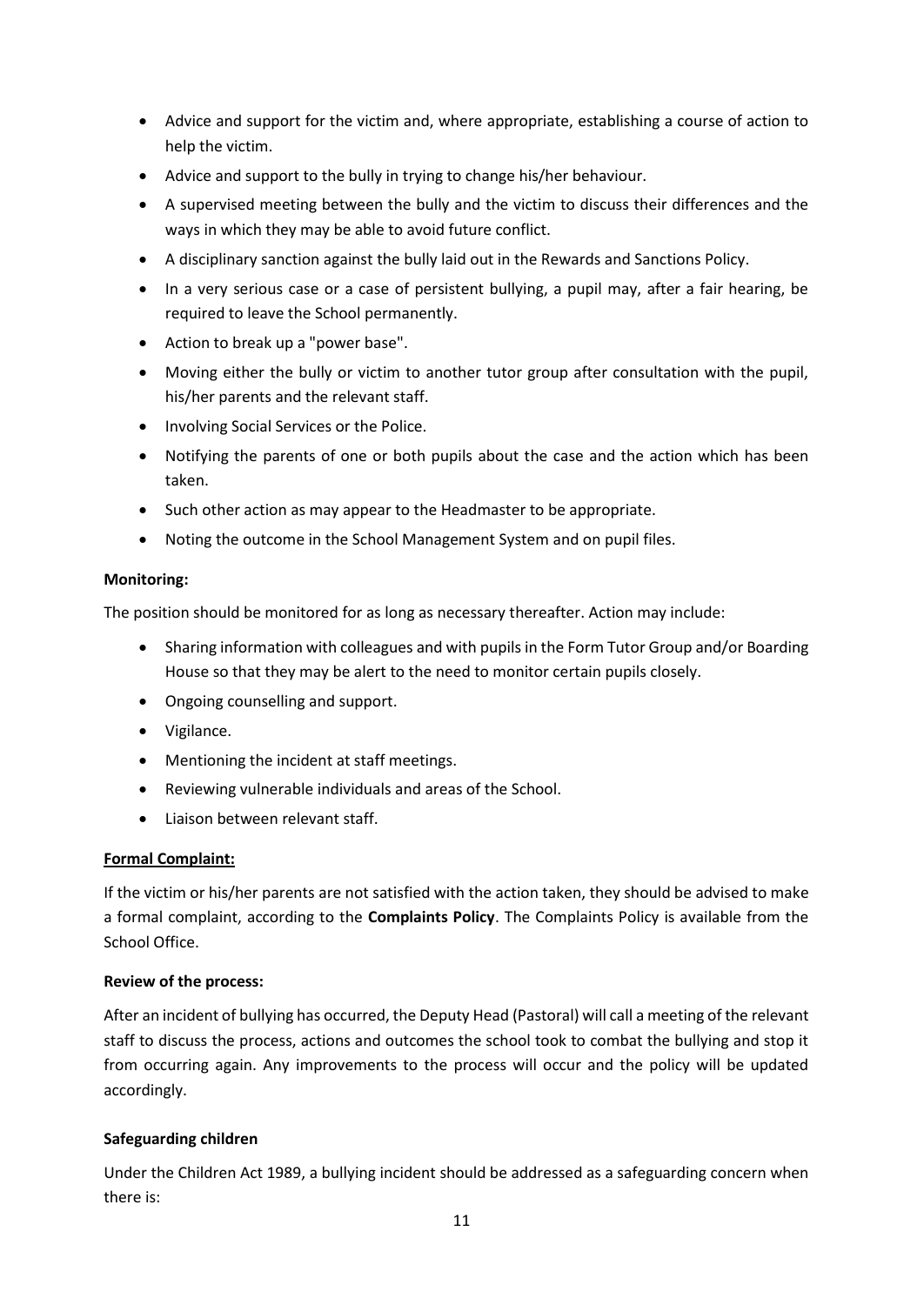- Advice and support for the victim and, where appropriate, establishing a course of action to help the victim.
- Advice and support to the bully in trying to change his/her behaviour.
- A supervised meeting between the bully and the victim to discuss their differences and the ways in which they may be able to avoid future conflict.
- A disciplinary sanction against the bully laid out in the Rewards and Sanctions Policy.
- In a very serious case or a case of persistent bullying, a pupil may, after a fair hearing, be required to leave the School permanently.
- Action to break up a "power base".
- Moving either the bully or victim to another tutor group after consultation with the pupil, his/her parents and the relevant staff.
- Involving Social Services or the Police.
- Notifying the parents of one or both pupils about the case and the action which has been taken.
- Such other action as may appear to the Headmaster to be appropriate.
- Noting the outcome in the School Management System and on pupil files.

**Monitoring:**

The position should be monitored for as long as necessary thereafter. Action may include:

- Sharing information with colleagues and with pupils in the Form Tutor Group and/or Boarding House so that they may be alert to the need to monitor certain pupils closely.
- Ongoing counselling and support.
- Vigilance.
- Mentioning the incident at staff meetings.
- Reviewing vulnerable individuals and areas of the School.
- Liaison between relevant staff.

**Formal Complaint:**

If the victim or his/her parents are not satisfied with the action taken, they should be advised to make a formal complaint, according to the **Complaints Policy**. The Complaints Policy is available from the School Office.

**Review of the process:**

After an incident of bullying has occurred, the Deputy Head (Pastoral) will call a meeting of the relevant staff to discuss the process, actions and outcomes the school took to combat the bullying and stop it from occurring again. Any improvements to the process will occur and the policy will be updated accordingly.

**Safeguarding children**

Under the Children Act 1989, a bullying incident should be addressed as a safeguarding concern when there is: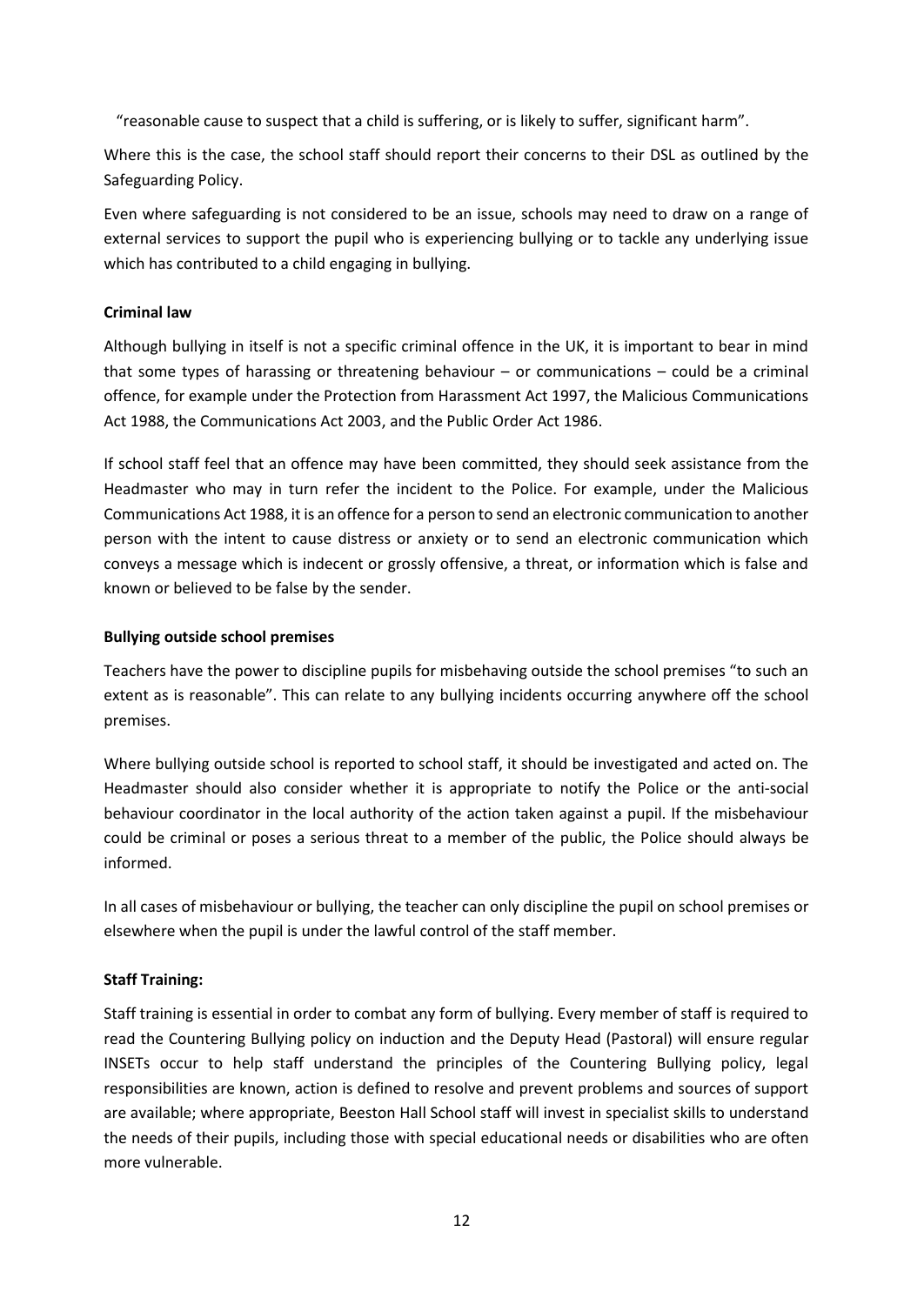"reasonable cause to suspect that a child is suffering, or is likely to suffer, significant harm".

Where this is the case, the school staff should report their concerns to their DSL as outlined by the Safeguarding Policy.

Even where safeguarding is not considered to be an issue, schools may need to draw on a range of external services to support the pupil who is experiencing bullying or to tackle any underlying issue which has contributed to a child engaging in bullying.

**Criminal law**

Although bullying in itself is not a specific criminal offence in the UK, it is important to bear in mind that some types of harassing or threatening behaviour – or communications – could be a criminal offence, for example under the Protection from Harassment Act 1997, the Malicious Communications Act 1988, the Communications Act 2003, and the Public Order Act 1986.

If school staff feel that an offence may have been committed, they should seek assistance from the Headmaster who may in turn refer the incident to the Police. For example, under the Malicious Communications Act 1988, it is an offence for a person to send an electronic communication to another person with the intent to cause distress or anxiety or to send an electronic communication which conveys a message which is indecent or grossly offensive, a threat, or information which is false and known or believed to be false by the sender.

**Bullying outside school premises**

Teachers have the power to discipline pupils for misbehaving outside the school premises "to such an extent as is reasonable". This can relate to any bullying incidents occurring anywhere off the school premises.

Where bullying outside school is reported to school staff, it should be investigated and acted on. The Headmaster should also consider whether it is appropriate to notify the Police or the anti-social behaviour coordinator in the local authority of the action taken against a pupil. If the misbehaviour could be criminal or poses a serious threat to a member of the public, the Police should always be informed.

In all cases of misbehaviour or bullying, the teacher can only discipline the pupil on school premises or elsewhere when the pupil is under the lawful control of the staff member.

**Staff Training:**

Staff training is essential in order to combat any form of bullying. Every member of staff is required to read the Countering Bullying policy on induction and the Deputy Head (Pastoral) will ensure regular INSETs occur to help staff understand the principles of the Countering Bullying policy, legal responsibilities are known, action is defined to resolve and prevent problems and sources of support are available; where appropriate, Beeston Hall School staff will invest in specialist skills to understand the needs of their pupils, including those with special educational needs or disabilities who are often more vulnerable.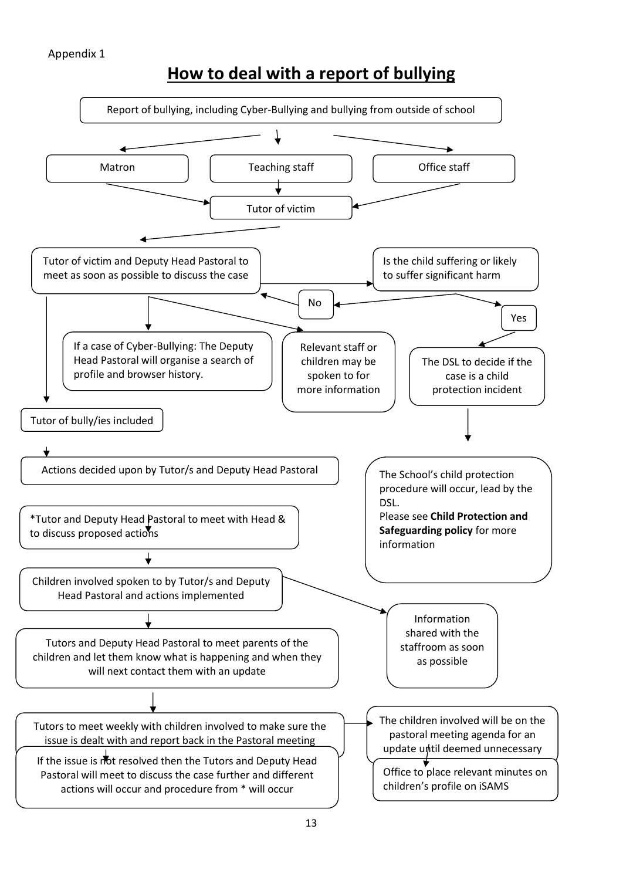Appendix 1

# How to deal with a report of bullying

Report of bullying, including Cyber-Bullying and bullying from outside of school

Matron

Teaching staff

Office staff

Tutor of victim

Tutor of victim and Deputy Head Pastoral to meet as soon as possible to discuss the case

Is the child suffering or likely to suffer significant harm

No

Yes

If a case of Cyber-Bullying: The Deputy Head Pastoral will organise a search of profile and browser history.

Relevant staff or children may be spoken to for more information

The DSL to decide if the case is a child protection incident

Tutor of bully/ies included

Actions decided upon by Tutor/s and Deputy Head Pastoral

The School's child protection procedure will occur, lead by the DSL.
Please see **Child Protection and Safeguarding policy** for more information

*Tutor and Deputy Head Pastoral to meet with Head & to discuss proposed actions

Children involved spoken to by Tutor/s and Deputy Head Pastoral and actions implemented

Information shared with the staffroom as soon as possible

Tutors and Deputy Head Pastoral to meet parents of the children and let them know what is happening and when they will next contact them with an update

Tutors to meet weekly with children involved to make sure the issue is dealt with and report back in the Pastoral meeting

The children involved will be on the pastoral meeting agenda for an update until deemed unnecessary

If the issue is not resolved then the Tutors and Deputy Head Pastoral will meet to discuss the case further and different actions will occur and procedure from * will occur

Office to place relevant minutes on children's profile on iSAMS